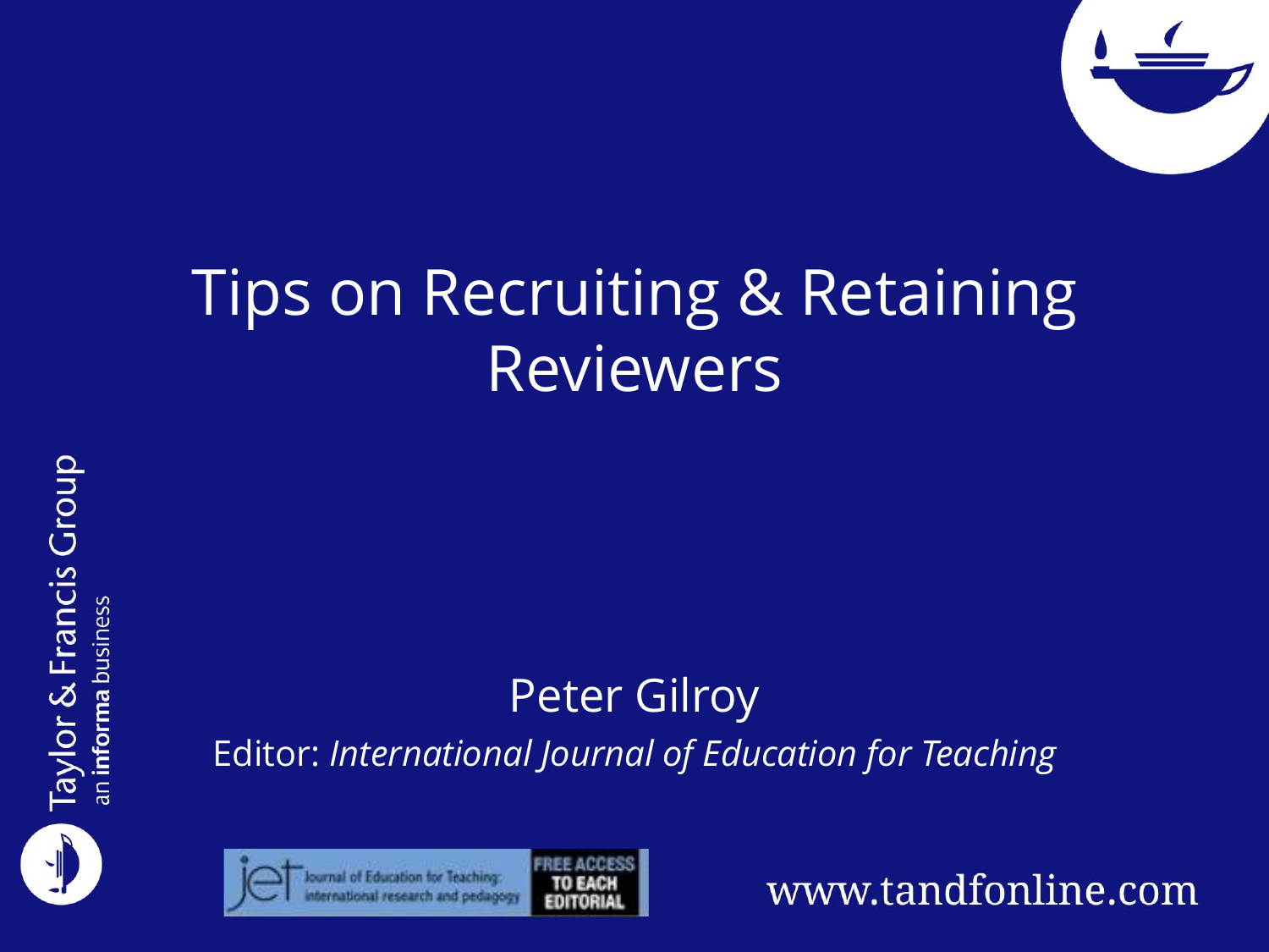# Tips on Recruiting & Retaining Reviewers

Peter Gilroy

Editor: *International Journal of Education for Teaching*

Taylor & Francis Group
an **informa** business

www.tandfonline.com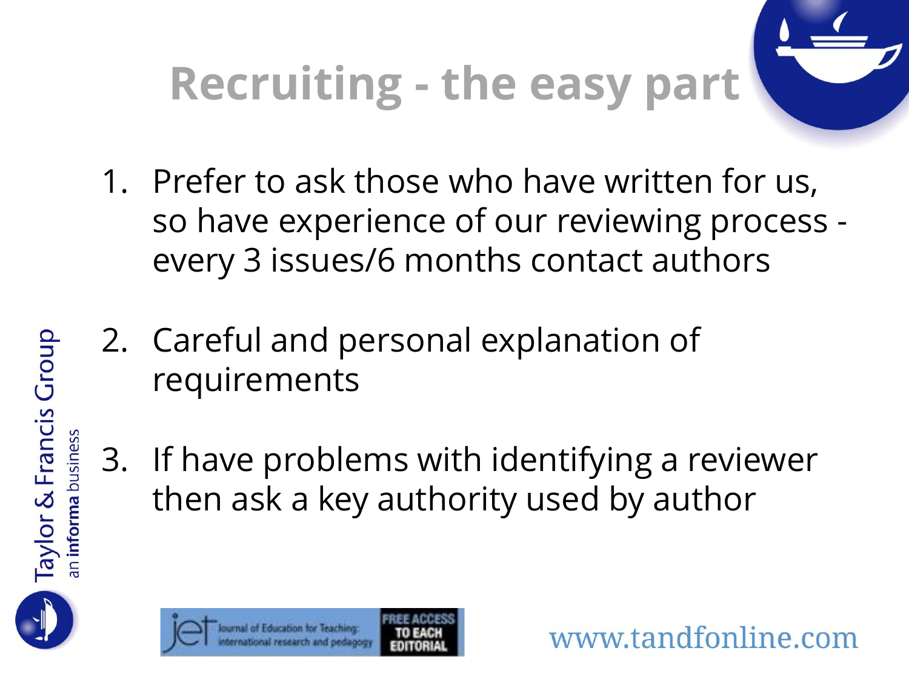# Recruiting - the easy part

1. Prefer to ask those who have written for us, so have experience of our reviewing process - every 3 issues/6 months contact authors

2. Careful and personal explanation of requirements

3. If have problems with identifying a reviewer then ask a key authority used by author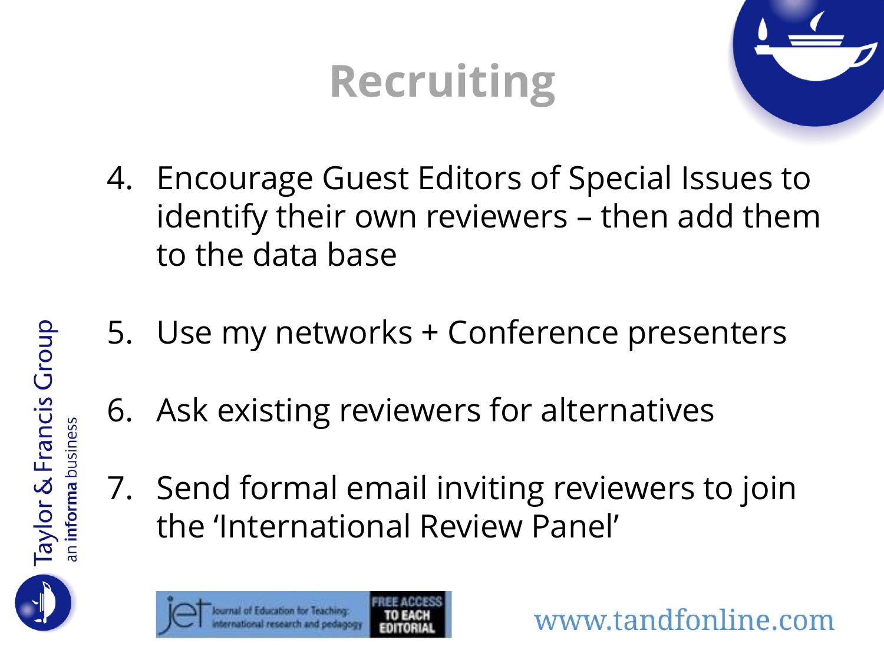# Recruiting

4. Encourage Guest Editors of Special Issues to identify their own reviewers – then add them to the data base

5. Use my networks + Conference presenters

6. Ask existing reviewers for alternatives

7. Send formal email inviting reviewers to join the 'International Review Panel'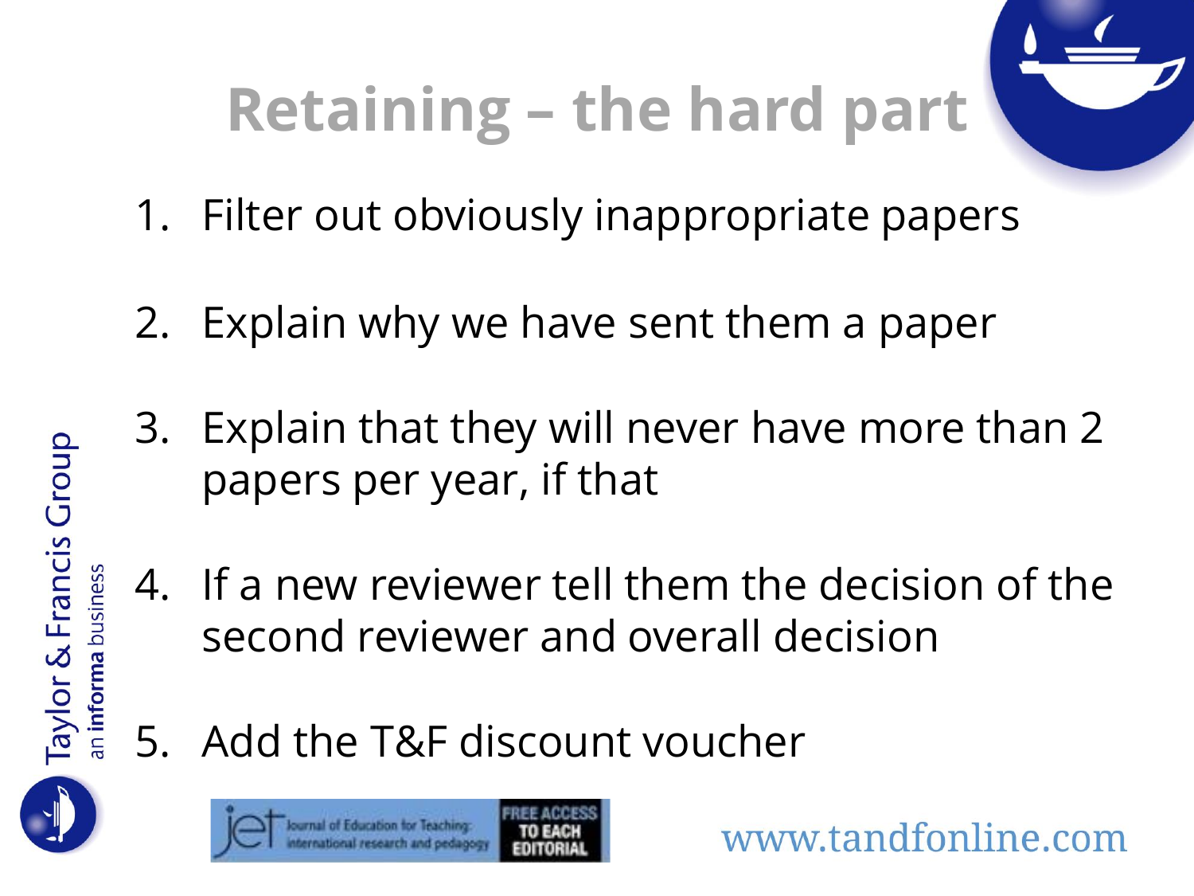# Retaining – the hard part

1. Filter out obviously inappropriate papers

2. Explain why we have sent them a paper

3. Explain that they will never have more than 2 papers per year, if that

4. If a new reviewer tell them the decision of the second reviewer and overall decision

5. Add the T&F discount voucher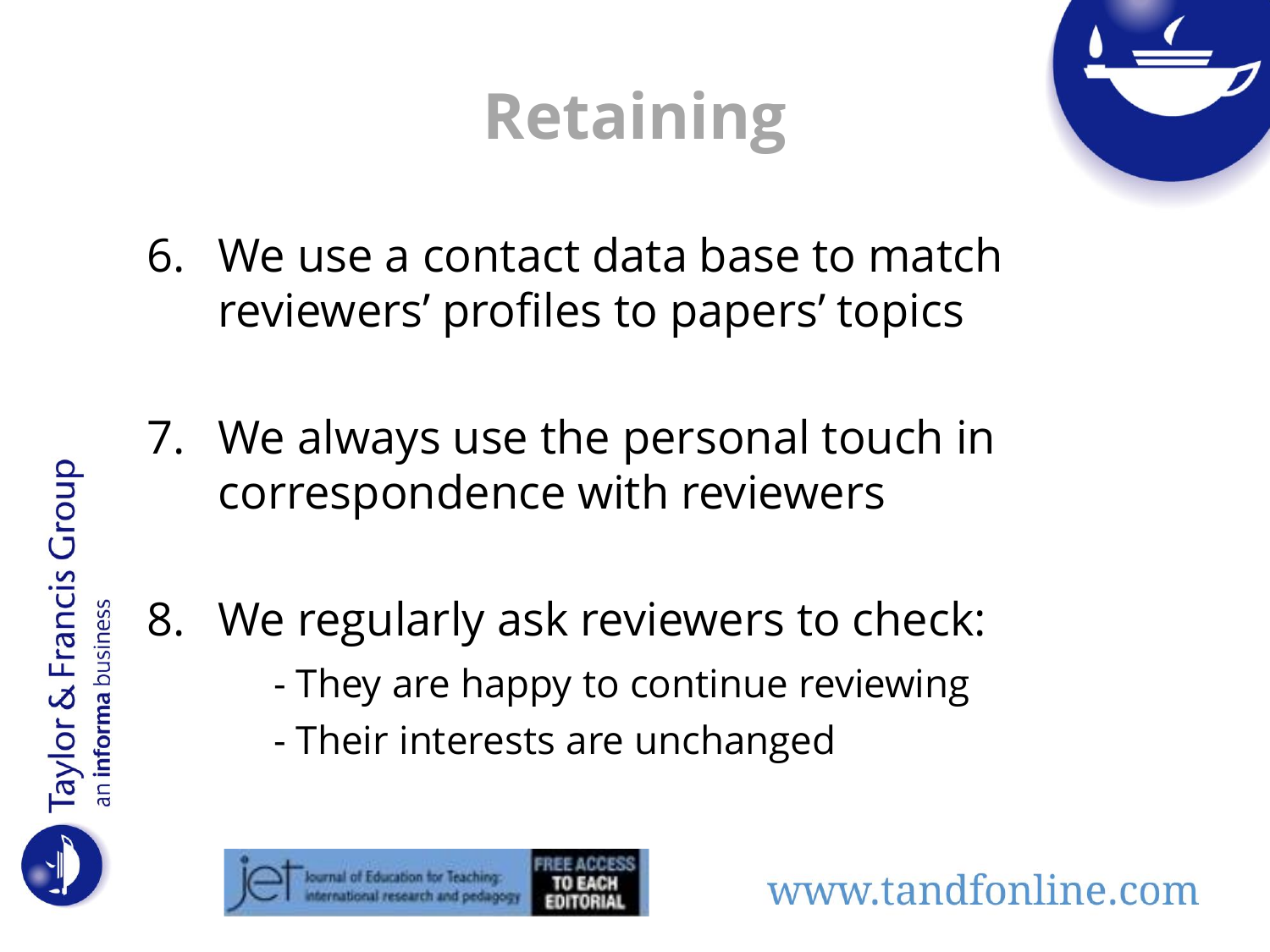# Retaining

6. We use a contact data base to match reviewers' profiles to papers' topics

7. We always use the personal touch in correspondence with reviewers

8. We regularly ask reviewers to check:
   - They are happy to continue reviewing
   - Their interests are unchanged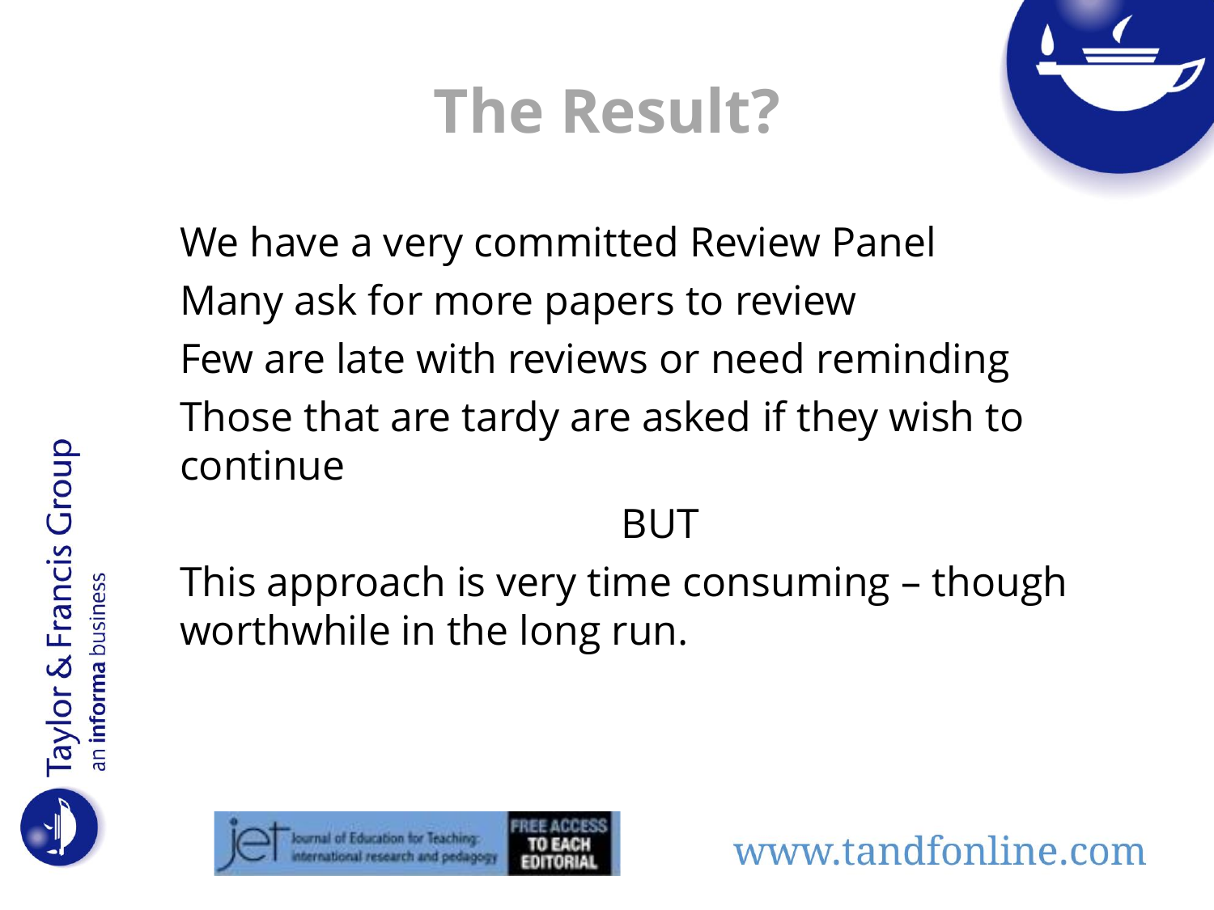# The Result?

We have a very committed Review Panel

Many ask for more papers to review

Few are late with reviews or need reminding

Those that are tardy are asked if they wish to continue

BUT

This approach is very time consuming – though worthwhile in the long run.